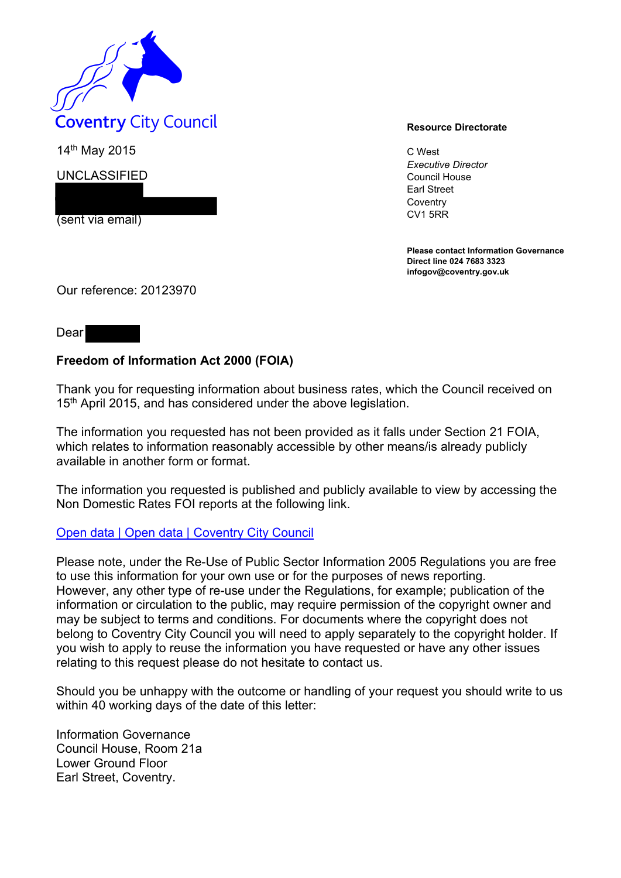Coventry City Council

**Resource Directorate**

C West
*Executive Director*
Council House
Earl Street
Coventry
CV1 5RR

**Please contact Information Governance**
**Direct line 024 7683 3323**
**infogov@coventry.gov.uk**

14th May 2015

UNCLASSIFIED

(sent via email)

Our reference: 20123970

Dear

**Freedom of Information Act 2000 (FOIA)**

Thank you for requesting information about business rates, which the Council received on 15th April 2015, and has considered under the above legislation.

The information you requested has not been provided as it falls under Section 21 FOIA, which relates to information reasonably accessible by other means/is already publicly available in another form or format.

The information you requested is published and publicly available to view by accessing the Non Domestic Rates FOI reports at the following link.

Open data | Open data | Coventry City Council

Please note, under the Re-Use of Public Sector Information 2005 Regulations you are free to use this information for your own use or for the purposes of news reporting. However, any other type of re-use under the Regulations, for example; publication of the information or circulation to the public, may require permission of the copyright owner and may be subject to terms and conditions. For documents where the copyright does not belong to Coventry City Council you will need to apply separately to the copyright holder. If you wish to apply to reuse the information you have requested or have any other issues relating to this request please do not hesitate to contact us.

Should you be unhappy with the outcome or handling of your request you should write to us within 40 working days of the date of this letter:

Information Governance
Council House, Room 21a
Lower Ground Floor
Earl Street, Coventry.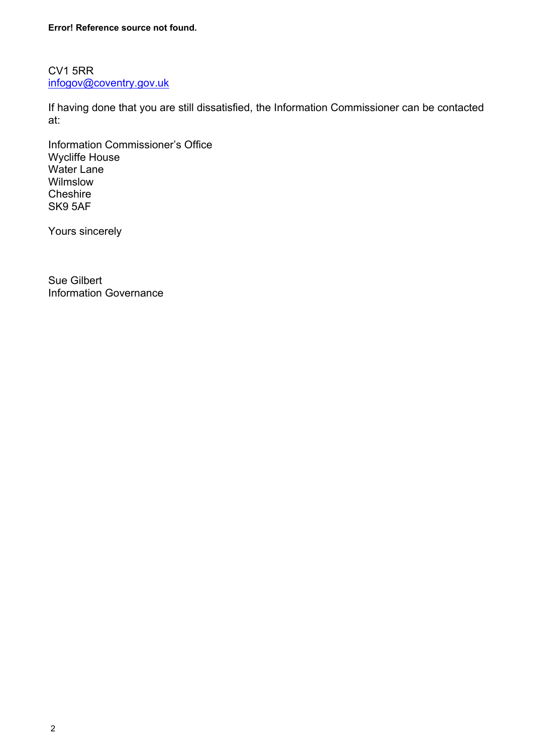CV1 5RR
infogov@coventry.gov.uk

If having done that you are still dissatisfied, the Information Commissioner can be contacted at:

Information Commissioner's Office
Wycliffe House
Water Lane
Wilmslow
Cheshire
SK9 5AF

Yours sincerely

Sue Gilbert
Information Governance